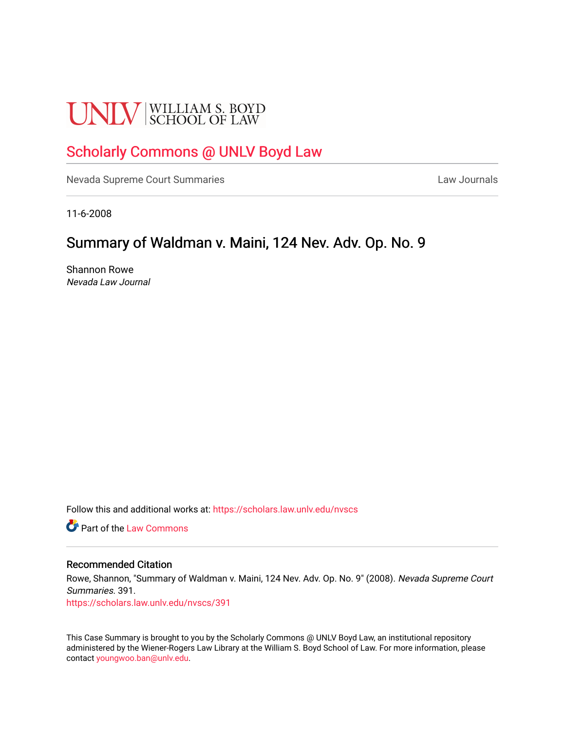UNLV | WILLIAM S. BOYD SCHOOL OF LAW

# Scholarly Commons @ UNLV Boyd Law

Nevada Supreme Court Summaries | Law Journals

11-6-2008

## Summary of Waldman v. Maini, 124 Nev. Adv. Op. No. 9

Shannon Rowe
*Nevada Law Journal*

Follow this and additional works at: https://scholars.law.unlv.edu/nvscs

Part of the Law Commons

### Recommended Citation

Rowe, Shannon, "Summary of Waldman v. Maini, 124 Nev. Adv. Op. No. 9" (2008). *Nevada Supreme Court Summaries*. 391.
https://scholars.law.unlv.edu/nvscs/391

This Case Summary is brought to you by the Scholarly Commons @ UNLV Boyd Law, an institutional repository administered by the Wiener-Rogers Law Library at the William S. Boyd School of Law. For more information, please contact youngwoo.ban@unlv.edu.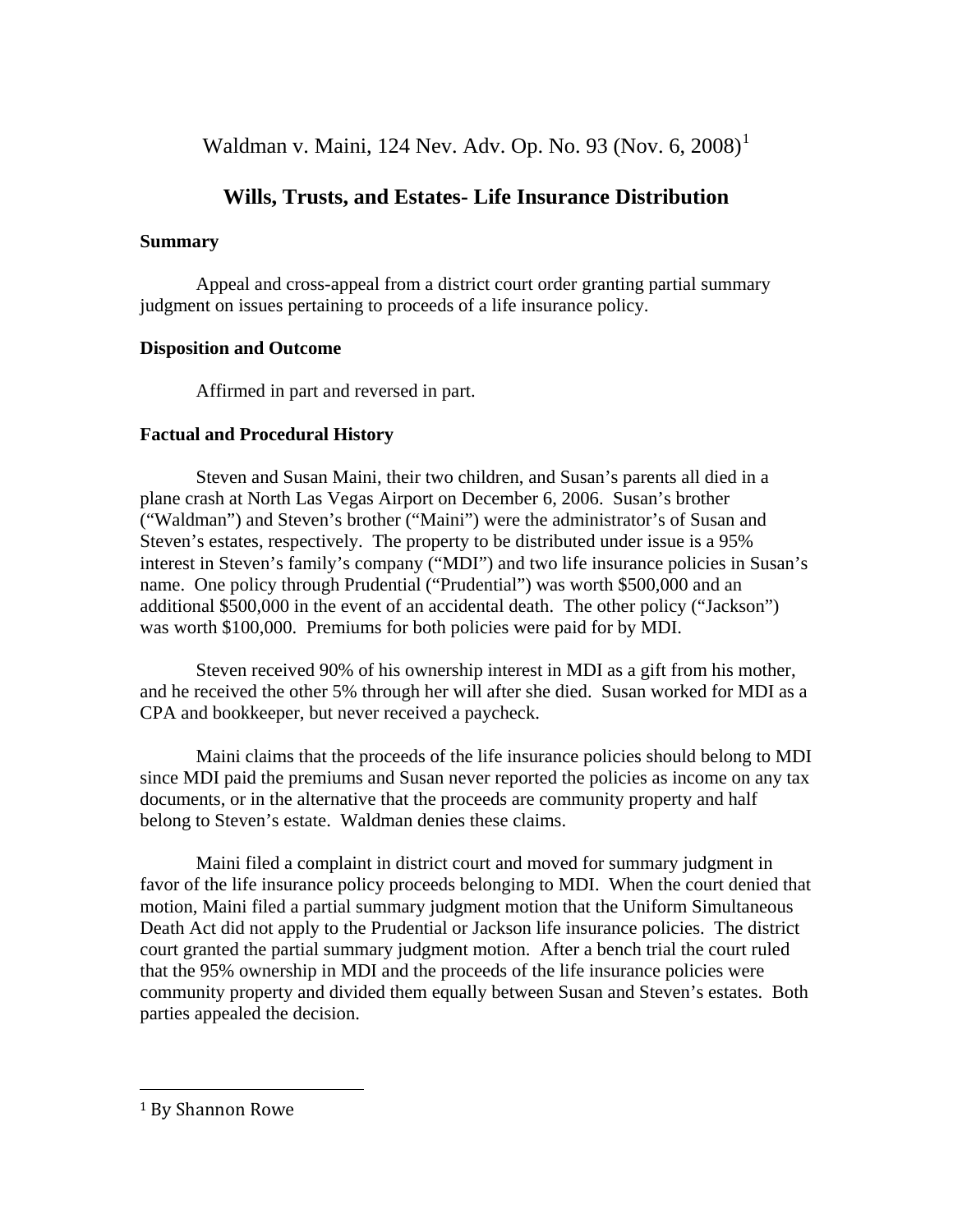Waldman v. Maini, 124 Nev. Adv. Op. No. 93 (Nov. 6, 2008)[1]

## Wills, Trusts, and Estates- Life Insurance Distribution

### Summary

Appeal and cross-appeal from a district court order granting partial summary judgment on issues pertaining to proceeds of a life insurance policy.

### Disposition and Outcome

Affirmed in part and reversed in part.

### Factual and Procedural History

Steven and Susan Maini, their two children, and Susan's parents all died in a plane crash at North Las Vegas Airport on December 6, 2006. Susan's brother ("Waldman") and Steven's brother ("Maini") were the administrator's of Susan and Steven's estates, respectively. The property to be distributed under issue is a 95% interest in Steven's family's company ("MDI") and two life insurance policies in Susan's name. One policy through Prudential ("Prudential") was worth $500,000 and an additional $500,000 in the event of an accidental death. The other policy ("Jackson") was worth $100,000. Premiums for both policies were paid for by MDI.

Steven received 90% of his ownership interest in MDI as a gift from his mother, and he received the other 5% through her will after she died. Susan worked for MDI as a CPA and bookkeeper, but never received a paycheck.

Maini claims that the proceeds of the life insurance policies should belong to MDI since MDI paid the premiums and Susan never reported the policies as income on any tax documents, or in the alternative that the proceeds are community property and half belong to Steven's estate. Waldman denies these claims.

Maini filed a complaint in district court and moved for summary judgment in favor of the life insurance policy proceeds belonging to MDI. When the court denied that motion, Maini filed a partial summary judgment motion that the Uniform Simultaneous Death Act did not apply to the Prudential or Jackson life insurance policies. The district court granted the partial summary judgment motion. After a bench trial the court ruled that the 95% ownership in MDI and the proceeds of the life insurance policies were community property and divided them equally between Susan and Steven's estates. Both parties appealed the decision.

---

[1] By Shannon Rowe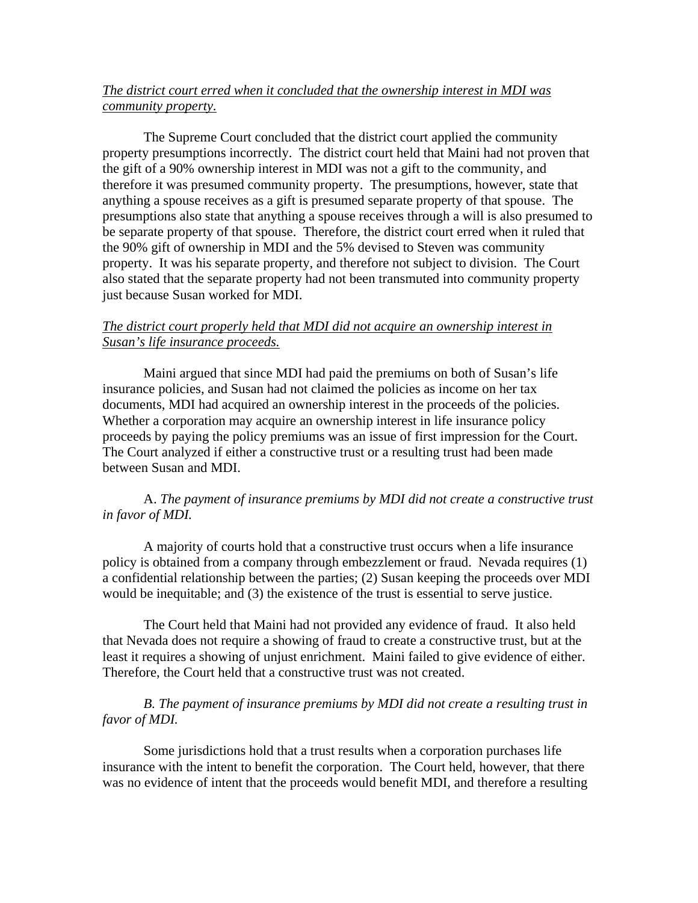*The district court erred when it concluded that the ownership interest in MDI was community property.*

The Supreme Court concluded that the district court applied the community property presumptions incorrectly. The district court held that Maini had not proven that the gift of a 90% ownership interest in MDI was not a gift to the community, and therefore it was presumed community property. The presumptions, however, state that anything a spouse receives as a gift is presumed separate property of that spouse. The presumptions also state that anything a spouse receives through a will is also presumed to be separate property of that spouse. Therefore, the district court erred when it ruled that the 90% gift of ownership in MDI and the 5% devised to Steven was community property. It was his separate property, and therefore not subject to division. The Court also stated that the separate property had not been transmuted into community property just because Susan worked for MDI.

*The district court properly held that MDI did not acquire an ownership interest in Susan's life insurance proceeds.*

Maini argued that since MDI had paid the premiums on both of Susan's life insurance policies, and Susan had not claimed the policies as income on her tax documents, MDI had acquired an ownership interest in the proceeds of the policies. Whether a corporation may acquire an ownership interest in life insurance policy proceeds by paying the policy premiums was an issue of first impression for the Court. The Court analyzed if either a constructive trust or a resulting trust had been made between Susan and MDI.

A. *The payment of insurance premiums by MDI did not create a constructive trust in favor of MDI.*

A majority of courts hold that a constructive trust occurs when a life insurance policy is obtained from a company through embezzlement or fraud. Nevada requires (1) a confidential relationship between the parties; (2) Susan keeping the proceeds over MDI would be inequitable; and (3) the existence of the trust is essential to serve justice.

The Court held that Maini had not provided any evidence of fraud. It also held that Nevada does not require a showing of fraud to create a constructive trust, but at the least it requires a showing of unjust enrichment. Maini failed to give evidence of either. Therefore, the Court held that a constructive trust was not created.

*B. The payment of insurance premiums by MDI did not create a resulting trust in favor of MDI.*

Some jurisdictions hold that a trust results when a corporation purchases life insurance with the intent to benefit the corporation. The Court held, however, that there was no evidence of intent that the proceeds would benefit MDI, and therefore a resulting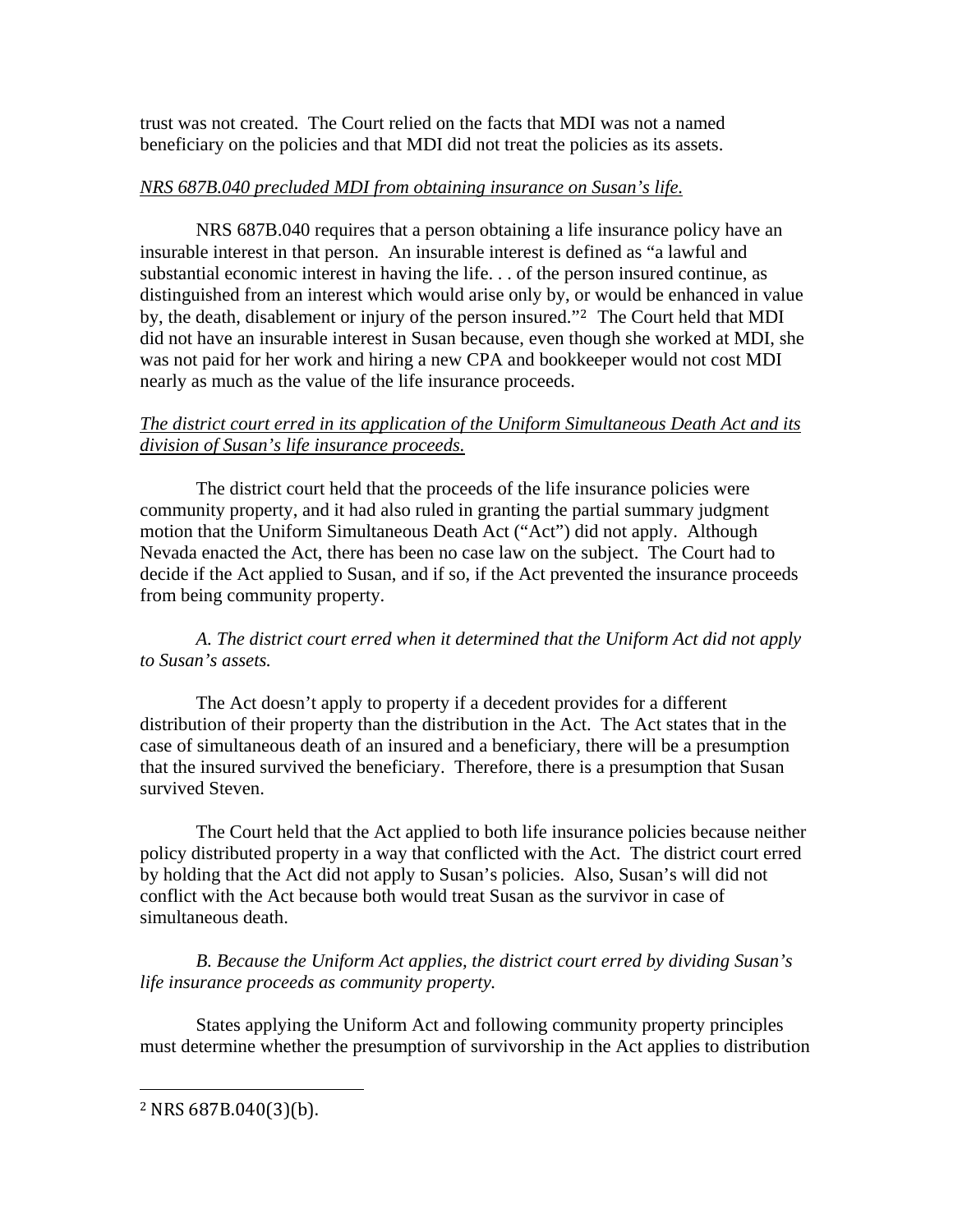trust was not created. The Court relied on the facts that MDI was not a named beneficiary on the policies and that MDI did not treat the policies as its assets.

*NRS 687B.040 precluded MDI from obtaining insurance on Susan's life.*

NRS 687B.040 requires that a person obtaining a life insurance policy have an insurable interest in that person. An insurable interest is defined as "a lawful and substantial economic interest in having the life. . . of the person insured continue, as distinguished from an interest which would arise only by, or would be enhanced in value by, the death, disablement or injury of the person insured."[2] The Court held that MDI did not have an insurable interest in Susan because, even though she worked at MDI, she was not paid for her work and hiring a new CPA and bookkeeper would not cost MDI nearly as much as the value of the life insurance proceeds.

*The district court erred in its application of the Uniform Simultaneous Death Act and its division of Susan's life insurance proceeds.*

The district court held that the proceeds of the life insurance policies were community property, and it had also ruled in granting the partial summary judgment motion that the Uniform Simultaneous Death Act ("Act") did not apply. Although Nevada enacted the Act, there has been no case law on the subject. The Court had to decide if the Act applied to Susan, and if so, if the Act prevented the insurance proceeds from being community property.

*A. The district court erred when it determined that the Uniform Act did not apply to Susan's assets.*

The Act doesn't apply to property if a decedent provides for a different distribution of their property than the distribution in the Act. The Act states that in the case of simultaneous death of an insured and a beneficiary, there will be a presumption that the insured survived the beneficiary. Therefore, there is a presumption that Susan survived Steven.

The Court held that the Act applied to both life insurance policies because neither policy distributed property in a way that conflicted with the Act. The district court erred by holding that the Act did not apply to Susan's policies. Also, Susan's will did not conflict with the Act because both would treat Susan as the survivor in case of simultaneous death.

*B. Because the Uniform Act applies, the district court erred by dividing Susan's life insurance proceeds as community property.*

States applying the Uniform Act and following community property principles must determine whether the presumption of survivorship in the Act applies to distribution

---

[2] NRS 687B.040(3)(b).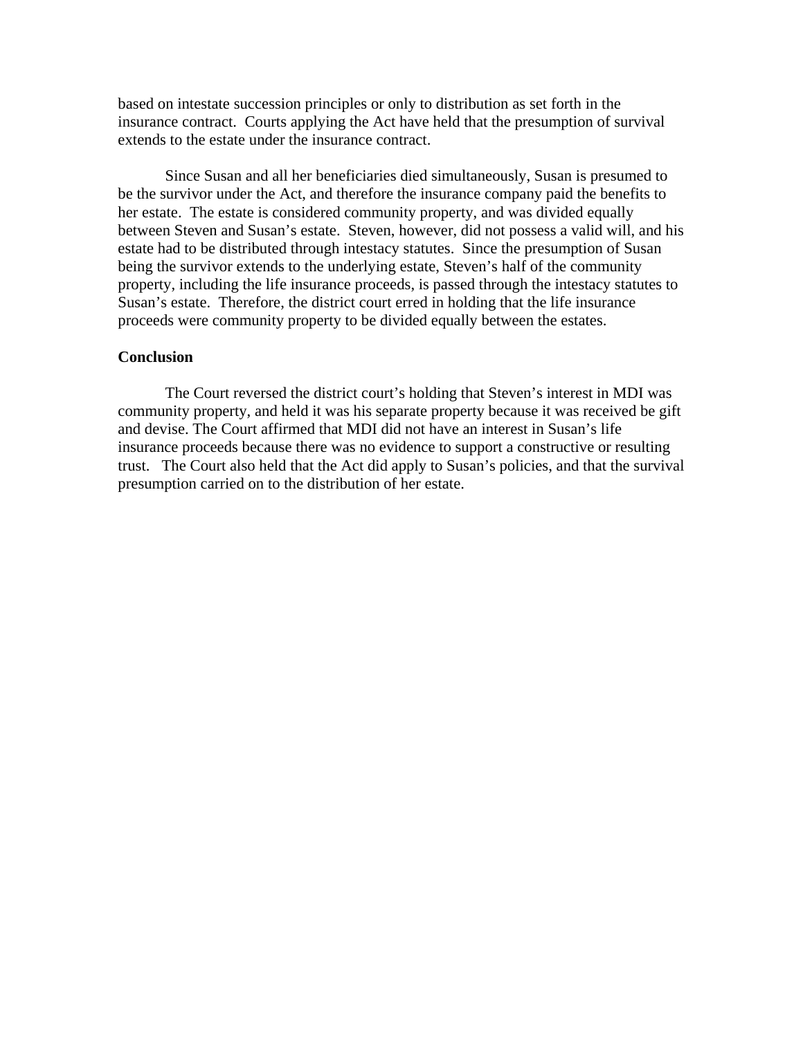based on intestate succession principles or only to distribution as set forth in the insurance contract. Courts applying the Act have held that the presumption of survival extends to the estate under the insurance contract.

Since Susan and all her beneficiaries died simultaneously, Susan is presumed to be the survivor under the Act, and therefore the insurance company paid the benefits to her estate. The estate is considered community property, and was divided equally between Steven and Susan's estate. Steven, however, did not possess a valid will, and his estate had to be distributed through intestacy statutes. Since the presumption of Susan being the survivor extends to the underlying estate, Steven's half of the community property, including the life insurance proceeds, is passed through the intestacy statutes to Susan's estate. Therefore, the district court erred in holding that the life insurance proceeds were community property to be divided equally between the estates.

**Conclusion**

The Court reversed the district court's holding that Steven's interest in MDI was community property, and held it was his separate property because it was received be gift and devise. The Court affirmed that MDI did not have an interest in Susan's life insurance proceeds because there was no evidence to support a constructive or resulting trust. The Court also held that the Act did apply to Susan's policies, and that the survival presumption carried on to the distribution of her estate.